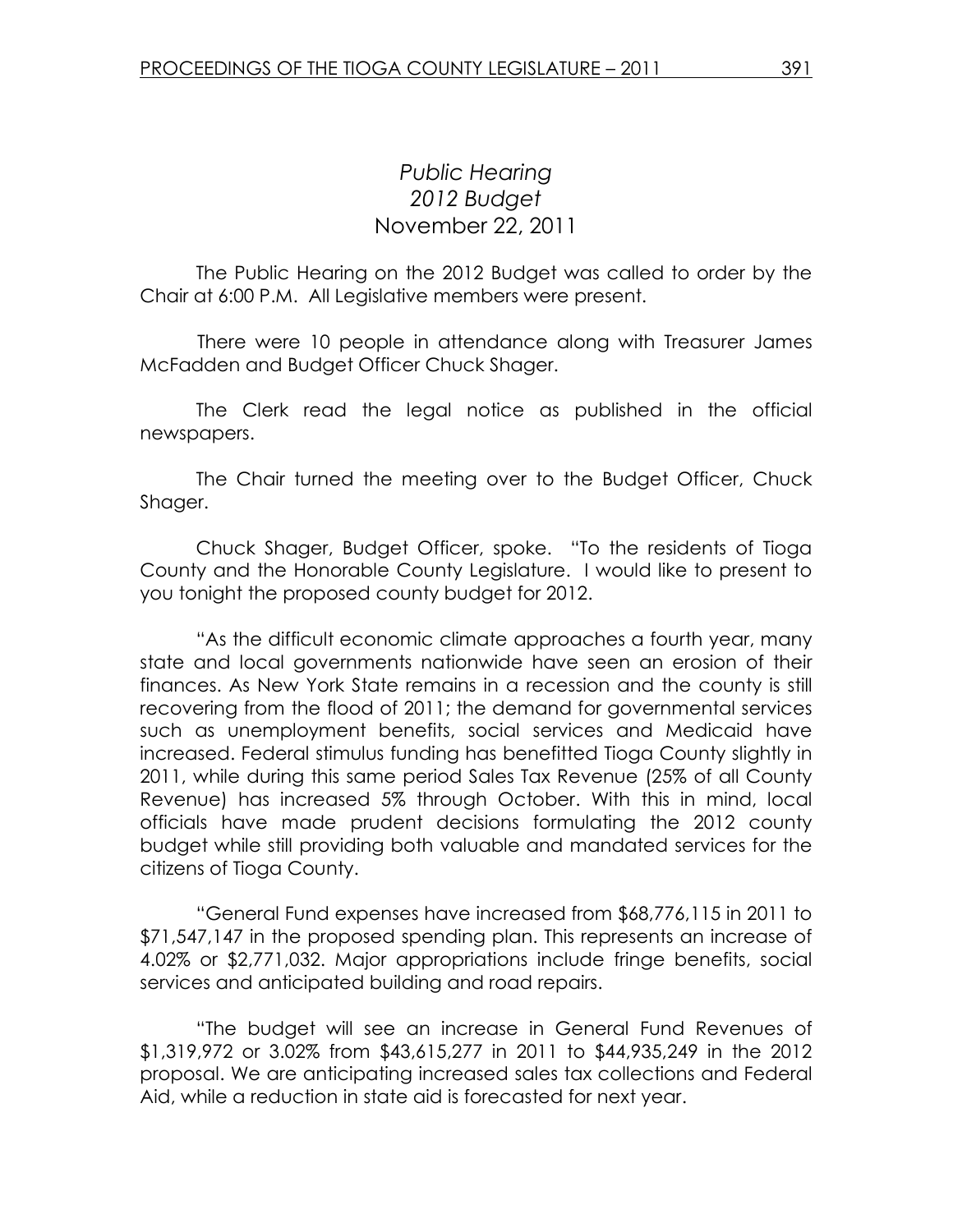# *Public Hearing*
# *2012 Budget*
## November 22, 2011

The Public Hearing on the 2012 Budget was called to order by the Chair at 6:00 P.M. All Legislative members were present.

There were 10 people in attendance along with Treasurer James McFadden and Budget Officer Chuck Shager.

The Clerk read the legal notice as published in the official newspapers.

The Chair turned the meeting over to the Budget Officer, Chuck Shager.

Chuck Shager, Budget Officer, spoke. "To the residents of Tioga County and the Honorable County Legislature. I would like to present to you tonight the proposed county budget for 2012.

"As the difficult economic climate approaches a fourth year, many state and local governments nationwide have seen an erosion of their finances. As New York State remains in a recession and the county is still recovering from the flood of 2011; the demand for governmental services such as unemployment benefits, social services and Medicaid have increased. Federal stimulus funding has benefitted Tioga County slightly in 2011, while during this same period Sales Tax Revenue (25% of all County Revenue) has increased 5% through October. With this in mind, local officials have made prudent decisions formulating the 2012 county budget while still providing both valuable and mandated services for the citizens of Tioga County.

"General Fund expenses have increased from $68,776,115 in 2011 to $71,547,147 in the proposed spending plan. This represents an increase of 4.02% or $2,771,032. Major appropriations include fringe benefits, social services and anticipated building and road repairs.

"The budget will see an increase in General Fund Revenues of $1,319,972 or 3.02% from $43,615,277 in 2011 to $44,935,249 in the 2012 proposal. We are anticipating increased sales tax collections and Federal Aid, while a reduction in state aid is forecasted for next year.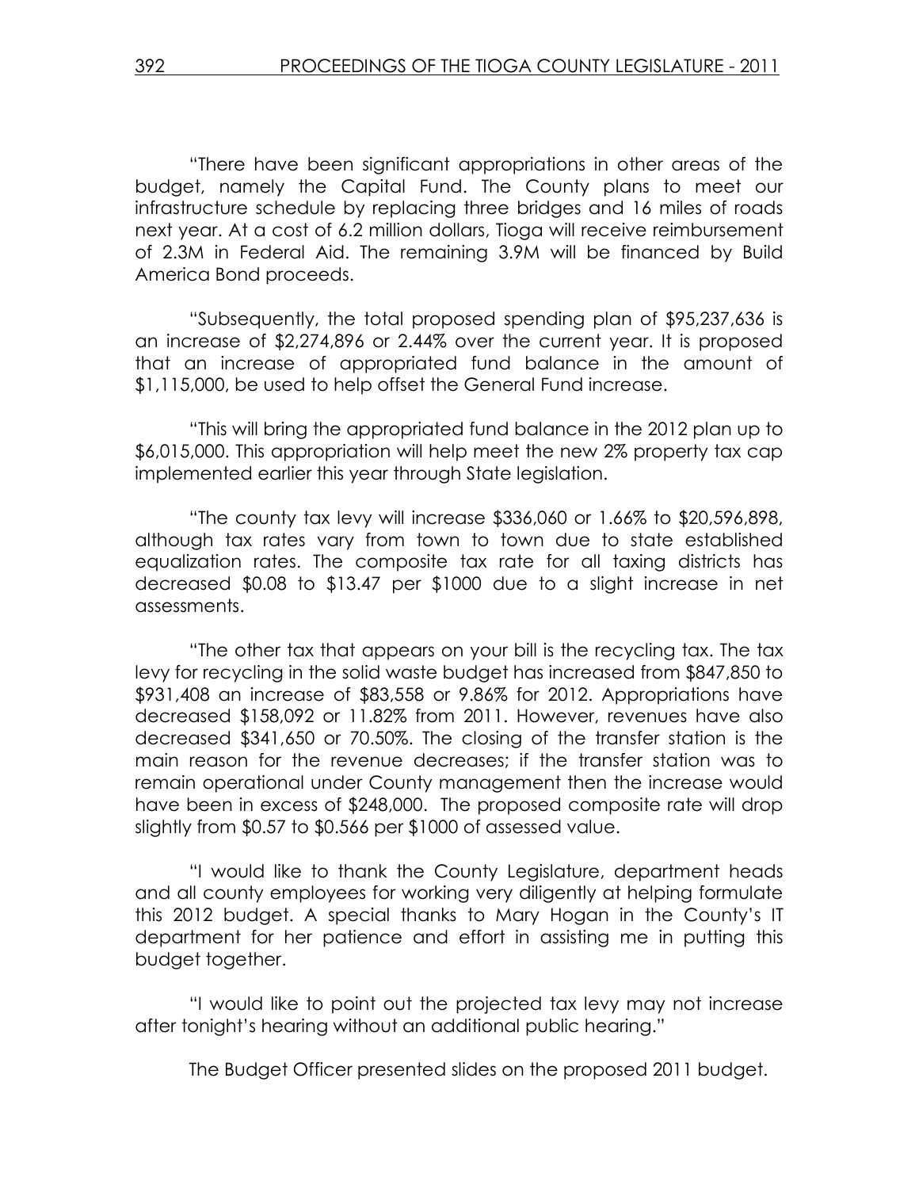"There have been significant appropriations in other areas of the budget, namely the Capital Fund. The County plans to meet our infrastructure schedule by replacing three bridges and 16 miles of roads next year. At a cost of 6.2 million dollars, Tioga will receive reimbursement of 2.3M in Federal Aid. The remaining 3.9M will be financed by Build America Bond proceeds.

"Subsequently, the total proposed spending plan of $95,237,636 is an increase of $2,274,896 or 2.44% over the current year. It is proposed that an increase of appropriated fund balance in the amount of $1,115,000, be used to help offset the General Fund increase.

"This will bring the appropriated fund balance in the 2012 plan up to $6,015,000. This appropriation will help meet the new 2% property tax cap implemented earlier this year through State legislation.

"The county tax levy will increase $336,060 or 1.66% to $20,596,898, although tax rates vary from town to town due to state established equalization rates. The composite tax rate for all taxing districts has decreased $0.08 to $13.47 per $1000 due to a slight increase in net assessments.

"The other tax that appears on your bill is the recycling tax. The tax levy for recycling in the solid waste budget has increased from $847,850 to $931,408 an increase of $83,558 or 9.86% for 2012. Appropriations have decreased $158,092 or 11.82% from 2011. However, revenues have also decreased $341,650 or 70.50%. The closing of the transfer station is the main reason for the revenue decreases; if the transfer station was to remain operational under County management then the increase would have been in excess of $248,000. The proposed composite rate will drop slightly from $0.57 to $0.566 per $1000 of assessed value.

"I would like to thank the County Legislature, department heads and all county employees for working very diligently at helping formulate this 2012 budget. A special thanks to Mary Hogan in the County's IT department for her patience and effort in assisting me in putting this budget together.

"I would like to point out the projected tax levy may not increase after tonight's hearing without an additional public hearing."

The Budget Officer presented slides on the proposed 2011 budget.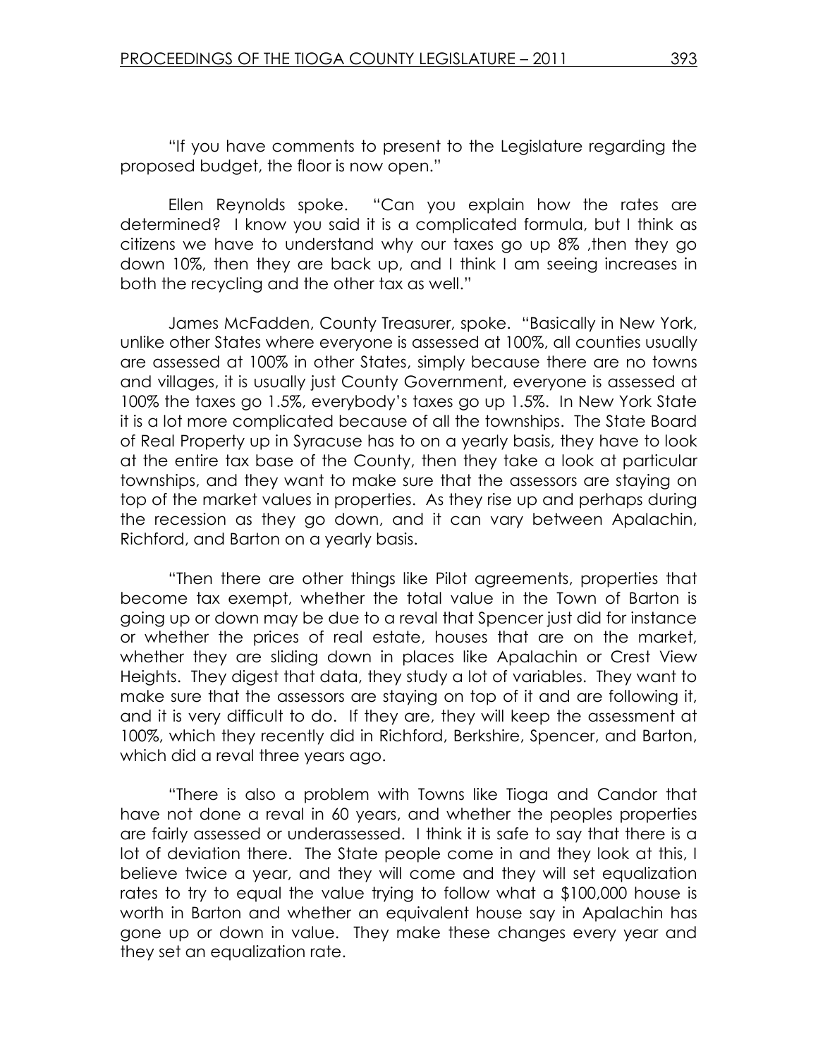"If you have comments to present to the Legislature regarding the proposed budget, the floor is now open."

Ellen Reynolds spoke. "Can you explain how the rates are determined? I know you said it is a complicated formula, but I think as citizens we have to understand why our taxes go up 8% ,then they go down 10%, then they are back up, and I think I am seeing increases in both the recycling and the other tax as well."

James McFadden, County Treasurer, spoke. "Basically in New York, unlike other States where everyone is assessed at 100%, all counties usually are assessed at 100% in other States, simply because there are no towns and villages, it is usually just County Government, everyone is assessed at 100% the taxes go 1.5%, everybody's taxes go up 1.5%. In New York State it is a lot more complicated because of all the townships. The State Board of Real Property up in Syracuse has to on a yearly basis, they have to look at the entire tax base of the County, then they take a look at particular townships, and they want to make sure that the assessors are staying on top of the market values in properties. As they rise up and perhaps during the recession as they go down, and it can vary between Apalachin, Richford, and Barton on a yearly basis.

"Then there are other things like Pilot agreements, properties that become tax exempt, whether the total value in the Town of Barton is going up or down may be due to a reval that Spencer just did for instance or whether the prices of real estate, houses that are on the market, whether they are sliding down in places like Apalachin or Crest View Heights. They digest that data, they study a lot of variables. They want to make sure that the assessors are staying on top of it and are following it, and it is very difficult to do. If they are, they will keep the assessment at 100%, which they recently did in Richford, Berkshire, Spencer, and Barton, which did a reval three years ago.

"There is also a problem with Towns like Tioga and Candor that have not done a reval in 60 years, and whether the peoples properties are fairly assessed or underassessed. I think it is safe to say that there is a lot of deviation there. The State people come in and they look at this, I believe twice a year, and they will come and they will set equalization rates to try to equal the value trying to follow what a $100,000 house is worth in Barton and whether an equivalent house say in Apalachin has gone up or down in value. They make these changes every year and they set an equalization rate.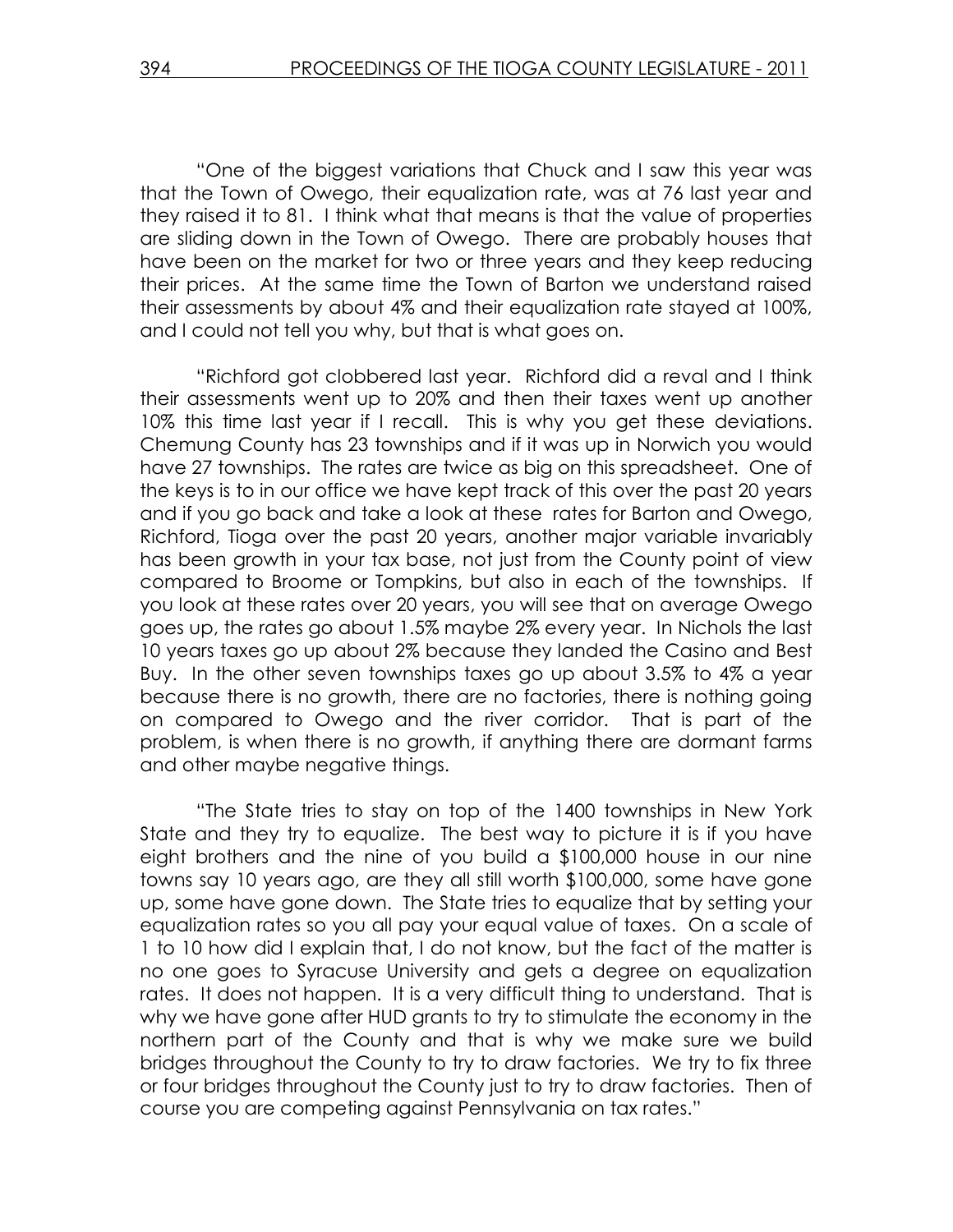"One of the biggest variations that Chuck and I saw this year was that the Town of Owego, their equalization rate, was at 76 last year and they raised it to 81. I think what that means is that the value of properties are sliding down in the Town of Owego. There are probably houses that have been on the market for two or three years and they keep reducing their prices. At the same time the Town of Barton we understand raised their assessments by about 4% and their equalization rate stayed at 100%, and I could not tell you why, but that is what goes on.

"Richford got clobbered last year. Richford did a reval and I think their assessments went up to 20% and then their taxes went up another 10% this time last year if I recall. This is why you get these deviations. Chemung County has 23 townships and if it was up in Norwich you would have 27 townships. The rates are twice as big on this spreadsheet. One of the keys is to in our office we have kept track of this over the past 20 years and if you go back and take a look at these rates for Barton and Owego, Richford, Tioga over the past 20 years, another major variable invariably has been growth in your tax base, not just from the County point of view compared to Broome or Tompkins, but also in each of the townships. If you look at these rates over 20 years, you will see that on average Owego goes up, the rates go about 1.5% maybe 2% every year. In Nichols the last 10 years taxes go up about 2% because they landed the Casino and Best Buy. In the other seven townships taxes go up about 3.5% to 4% a year because there is no growth, there are no factories, there is nothing going on compared to Owego and the river corridor. That is part of the problem, is when there is no growth, if anything there are dormant farms and other maybe negative things.

"The State tries to stay on top of the 1400 townships in New York State and they try to equalize. The best way to picture it is if you have eight brothers and the nine of you build a $100,000 house in our nine towns say 10 years ago, are they all still worth $100,000, some have gone up, some have gone down. The State tries to equalize that by setting your equalization rates so you all pay your equal value of taxes. On a scale of 1 to 10 how did I explain that, I do not know, but the fact of the matter is no one goes to Syracuse University and gets a degree on equalization rates. It does not happen. It is a very difficult thing to understand. That is why we have gone after HUD grants to try to stimulate the economy in the northern part of the County and that is why we make sure we build bridges throughout the County to try to draw factories. We try to fix three or four bridges throughout the County just to try to draw factories. Then of course you are competing against Pennsylvania on tax rates."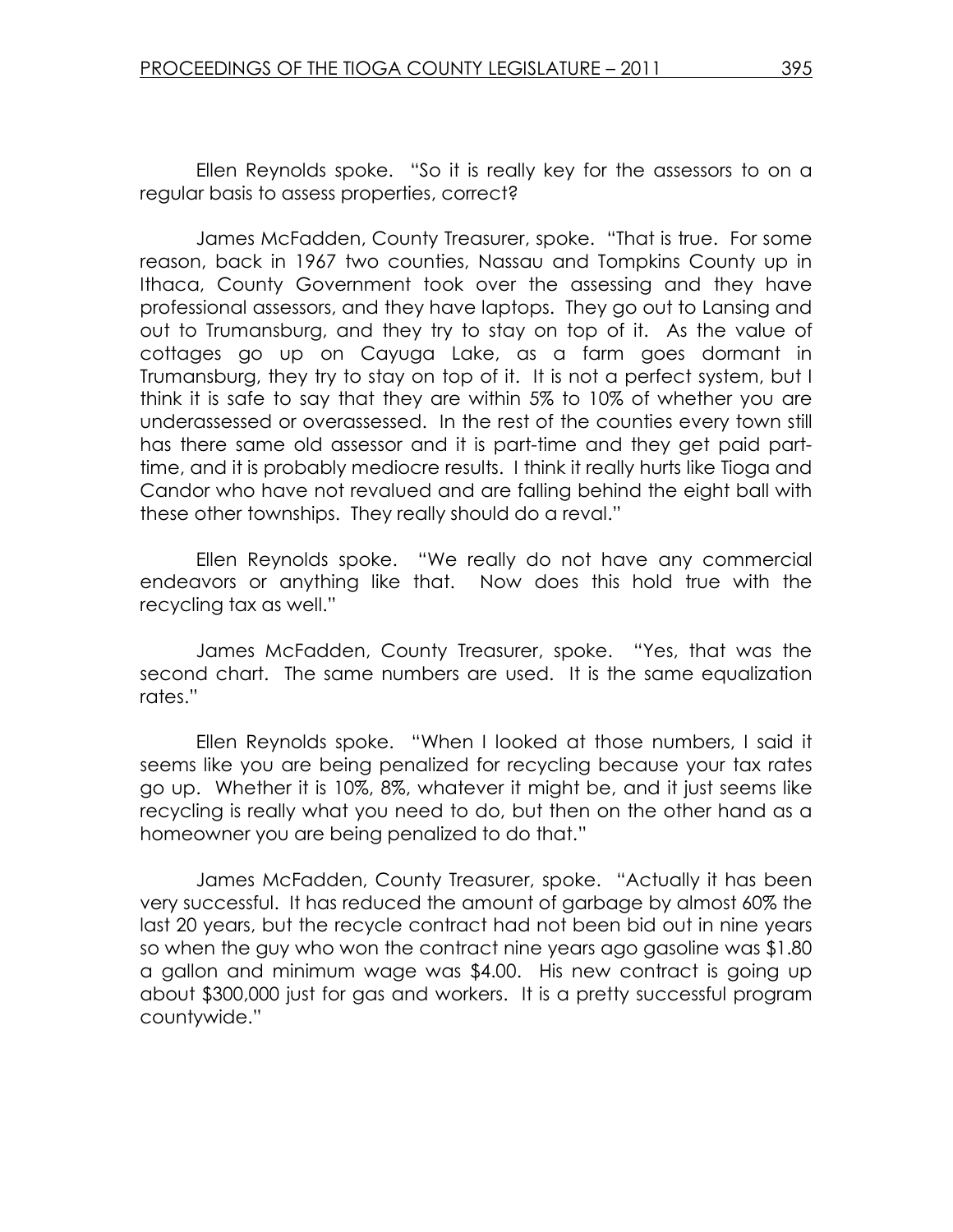Ellen Reynolds spoke. "So it is really key for the assessors to on a regular basis to assess properties, correct?

James McFadden, County Treasurer, spoke. "That is true. For some reason, back in 1967 two counties, Nassau and Tompkins County up in Ithaca, County Government took over the assessing and they have professional assessors, and they have laptops. They go out to Lansing and out to Trumansburg, and they try to stay on top of it. As the value of cottages go up on Cayuga Lake, as a farm goes dormant in Trumansburg, they try to stay on top of it. It is not a perfect system, but I think it is safe to say that they are within 5% to 10% of whether you are underassessed or overassessed. In the rest of the counties every town still has there same old assessor and it is part-time and they get paid part-time, and it is probably mediocre results. I think it really hurts like Tioga and Candor who have not revalued and are falling behind the eight ball with these other townships. They really should do a reval."

Ellen Reynolds spoke. "We really do not have any commercial endeavors or anything like that. Now does this hold true with the recycling tax as well."

James McFadden, County Treasurer, spoke. "Yes, that was the second chart. The same numbers are used. It is the same equalization rates."

Ellen Reynolds spoke. "When I looked at those numbers, I said it seems like you are being penalized for recycling because your tax rates go up. Whether it is 10%, 8%, whatever it might be, and it just seems like recycling is really what you need to do, but then on the other hand as a homeowner you are being penalized to do that."

James McFadden, County Treasurer, spoke. "Actually it has been very successful. It has reduced the amount of garbage by almost 60% the last 20 years, but the recycle contract had not been bid out in nine years so when the guy who won the contract nine years ago gasoline was $1.80 a gallon and minimum wage was $4.00. His new contract is going up about $300,000 just for gas and workers. It is a pretty successful program countywide."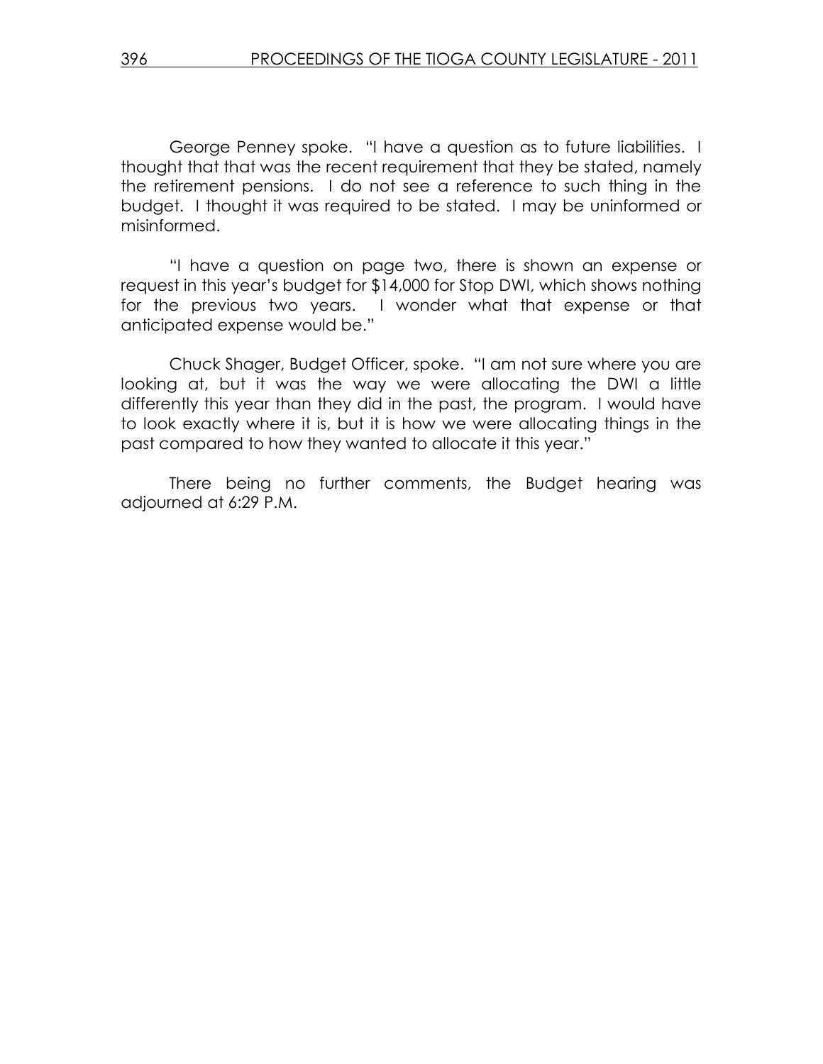George Penney spoke. "I have a question as to future liabilities. I thought that that was the recent requirement that they be stated, namely the retirement pensions. I do not see a reference to such thing in the budget. I thought it was required to be stated. I may be uninformed or misinformed.

"I have a question on page two, there is shown an expense or request in this year's budget for $14,000 for Stop DWI, which shows nothing for the previous two years. I wonder what that expense or that anticipated expense would be."

Chuck Shager, Budget Officer, spoke. "I am not sure where you are looking at, but it was the way we were allocating the DWI a little differently this year than they did in the past, the program. I would have to look exactly where it is, but it is how we were allocating things in the past compared to how they wanted to allocate it this year."

There being no further comments, the Budget hearing was adjourned at 6:29 P.M.